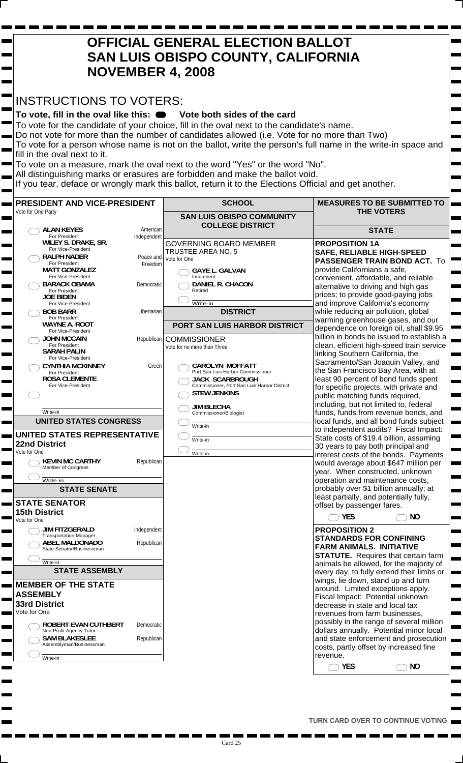# OFFICIAL GENERAL ELECTION BALLOT
# SAN LUIS OBISPO COUNTY, CALIFORNIA
# NOVEMBER 4, 2008

## INSTRUCTIONS TO VOTERS:

**To vote, fill in the oval like this: ⬬ Vote both sides of the card**

To vote for the candidate of your choice, fill in the oval next to the candidate's name.

Do not vote for more than the number of candidates allowed (i.e. Vote for no more than Two)

To vote for a person whose name is not on the ballot, write the person's full name in the write-in space and fill in the oval next to it.

To vote on a measure, mark the oval next to the word "Yes" or the word "No".

All distinguishing marks or erasures are forbidden and make the ballot void.

If you tear, deface or wrongly mark this ballot, return it to the Elections Official and get another.

## PRESIDENT AND VICE-PRESIDENT

Vote for One Party

- ◯ **ALAN KEYES** For President / **WILEY S. DRAKE, SR.** For Vice-President — American Independent
- ◯ **RALPH NADER** For President / **MATT GONZALEZ** For Vice-President — Peace and Freedom
- ◯ **BARACK OBAMA** For President / **JOE BIDEN** For Vice-President — Democratic
- ◯ **BOB BARR** For President / **WAYNE A. ROOT** For Vice-President — Libertarian
- ◯ **JOHN MCCAIN** For President / **SARAH PALIN** For Vice-President — Republican
- ◯ **CYNTHIA MCKINNEY** For President / **ROSA CLEMENTE** For Vice-President — Green
- ◯ ______ Write-in

## UNITED STATES CONGRESS

### UNITED STATES REPRESENTATIVE 22nd District

Vote for One

- ◯ **KEVIN MC CARTHY** Member of Congress — Republican
- ◯ ______ Write-in

## STATE SENATE

### STATE SENATOR 15th District

Vote for One

- ◯ **JIM FITZGERALD** Transportation Manager — Independent
- ◯ **ABEL MALDONADO** State Senator/Businessman — Republican
- ◯ ______ Write-in

## STATE ASSEMBLY

### MEMBER OF THE STATE ASSEMBLY 33rd District

Vote for One

- ◯ **ROBERT EVAN CUTHBERT** Non-Profit Agency Tutor — Democratic
- ◯ **SAM BLAKESLEE** Assemblyman/Businessman — Republican
- ◯ ______ Write-in

## SCHOOL

### SAN LUIS OBISPO COMMUNITY COLLEGE DISTRICT

GOVERNING BOARD MEMBER TRUSTEE AREA NO. 5

Vote for One

- ◯ **GAYE L. GALVAN** Incumbent
- ◯ **DANIEL R. CHACON** Retired
- ◯ ______ Write-in

## DISTRICT

### PORT SAN LUIS HARBOR DISTRICT

COMMISSIONER

Vote for no more than Three

- ◯ **CAROLYN MOFFATT** Port San Luis Harbor Commissioner
- ◯ **JACK SCARBROUGH** Commissioner, Port San Luis Harbor District
- ◯ **STEW JENKINS**
- ◯ **JIM BLECHA** Commissioner/Biologist
- ◯ ______ Write-in
- ◯ ______ Write-in
- ◯ ______ Write-in

## MEASURES TO BE SUBMITTED TO THE VOTERS

### STATE

**PROPOSITION 1A**
**SAFE, RELIABLE HIGH-SPEED PASSENGER TRAIN BOND ACT.** To provide Californians a safe, convenient, affordable, and reliable alternative to driving and high gas prices; to provide good-paying jobs and improve California's economy while reducing air pollution, global warming greenhouse gases, and our dependence on foreign oil, shall $9.95 billion in bonds be issued to establish a clean, efficient high-speed train service linking Southern California, the Sacramento/San Joaquin Valley, and the San Francisco Bay Area, with at least 90 percent of bond funds spent for specific projects, with private and public matching funds required, including, but not limited to, federal funds, funds from revenue bonds, and local funds, and all bond funds subject to independent audits? Fiscal Impact: State costs of $19.4 billion, assuming 30 years to pay both principal and interest costs of the bonds. Payments would average about $647 million per year. When constructed, unknown operation and maintenance costs, probably over $1 billion annually; at least partially, and potentially fully, offset by passenger fares.

◯ **YES** ◯ **NO**

**PROPOSITION 2**
**STANDARDS FOR CONFINING FARM ANIMALS. INITIATIVE STATUTE.** Requires that certain farm animals be allowed, for the majority of every day, to fully extend their limbs or wings, lie down, stand up and turn around. Limited exceptions apply. Fiscal Impact: Potential unknown decrease in state and local tax revenues from farm businesses, possibly in the range of several million dollars annually. Potential minor local and state enforcement and prosecution costs, partly offset by increased fine revenue.

◯ **YES** ◯ **NO**

TURN CARD OVER TO CONTINUE VOTING

Card 25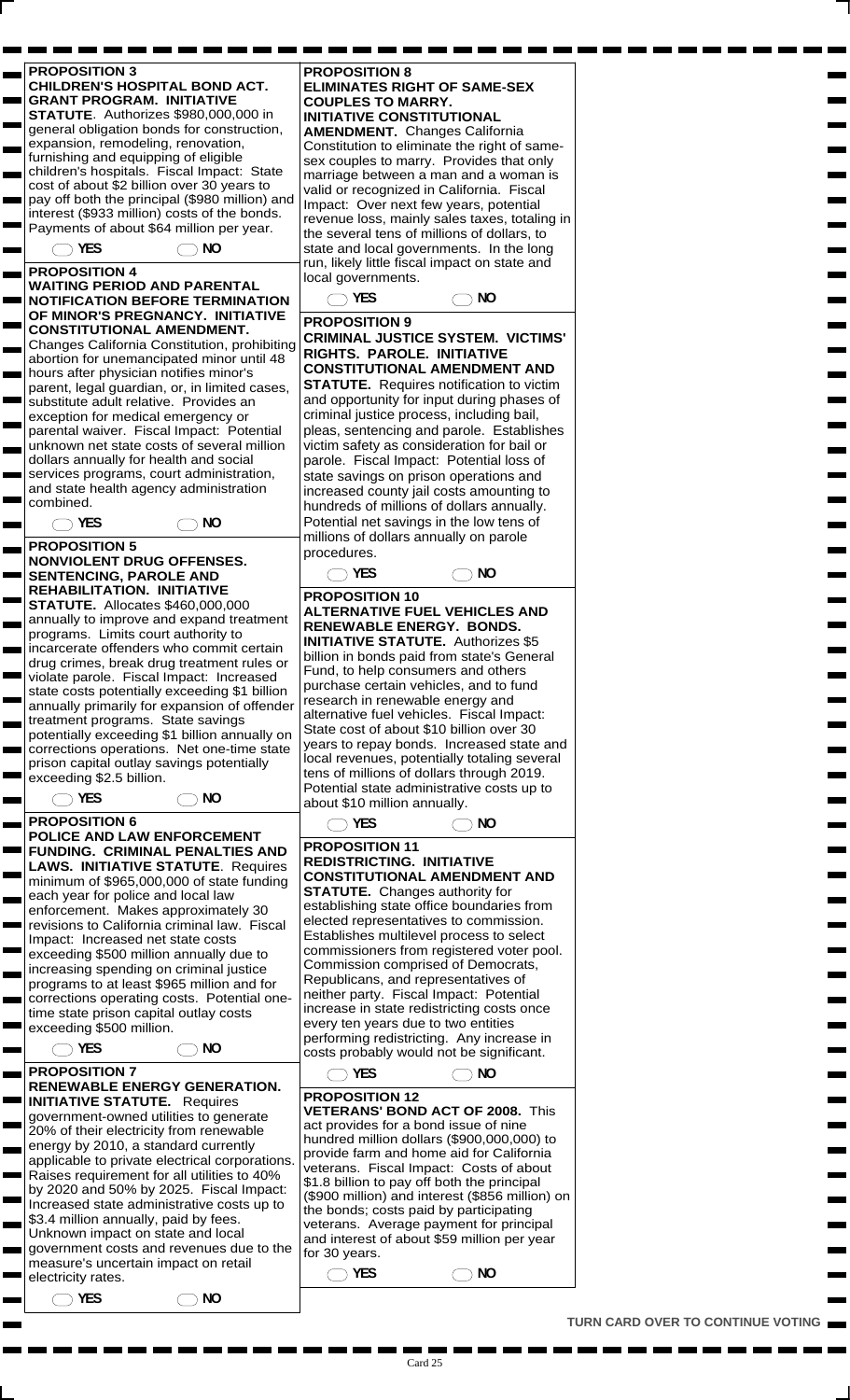**PROPOSITION 3**
**CHILDREN'S HOSPITAL BOND ACT. GRANT PROGRAM. INITIATIVE STATUTE.** Authorizes $980,000,000 in general obligation bonds for construction, expansion, remodeling, renovation, furnishing and equipping of eligible children's hospitals. Fiscal Impact: State cost of about $2 billion over 30 years to pay off both the principal ($980 million) and interest ($933 million) costs of the bonds. Payments of about $64 million per year.

◯ YES ◯ NO

**PROPOSITION 4**
**WAITING PERIOD AND PARENTAL NOTIFICATION BEFORE TERMINATION OF MINOR'S PREGNANCY. INITIATIVE CONSTITUTIONAL AMENDMENT.** Changes California Constitution, prohibiting abortion for unemancipated minor until 48 hours after physician notifies minor's parent, legal guardian, or, in limited cases, substitute adult relative. Provides an exception for medical emergency or parental waiver. Fiscal Impact: Potential unknown net state costs of several million dollars annually for health and social services programs, court administration, and state health agency administration combined.

◯ YES ◯ NO

**PROPOSITION 5**
**NONVIOLENT DRUG OFFENSES. SENTENCING, PAROLE AND REHABILITATION. INITIATIVE STATUTE.** Allocates $460,000,000 annually to improve and expand treatment programs. Limits court authority to incarcerate offenders who commit certain drug crimes, break drug treatment rules or violate parole. Fiscal Impact: Increased state costs potentially exceeding $1 billion annually primarily for expansion of offender treatment programs. State savings potentially exceeding $1 billion annually on corrections operations. Net one-time state prison capital outlay savings potentially exceeding $2.5 billion.

◯ YES ◯ NO

**PROPOSITION 6**
**POLICE AND LAW ENFORCEMENT FUNDING. CRIMINAL PENALTIES AND LAWS. INITIATIVE STATUTE.** Requires minimum of $965,000,000 of state funding each year for police and local law enforcement. Makes approximately 30 revisions to California criminal law. Fiscal Impact: Increased net state costs exceeding $500 million annually due to increasing spending on criminal justice programs to at least $965 million and for corrections operating costs. Potential one-time state prison capital outlay costs exceeding $500 million.

◯ YES ◯ NO

**PROPOSITION 7**
**RENEWABLE ENERGY GENERATION. INITIATIVE STATUTE.** Requires government-owned utilities to generate 20% of their electricity from renewable energy by 2010, a standard currently applicable to private electrical corporations. Raises requirement for all utilities to 40% by 2020 and 50% by 2025. Fiscal Impact: Increased state administrative costs up to $3.4 million annually, paid by fees. Unknown impact on state and local government costs and revenues due to the measure's uncertain impact on retail electricity rates.

◯ YES ◯ NO

**PROPOSITION 8**
**ELIMINATES RIGHT OF SAME-SEX COUPLES TO MARRY. INITIATIVE CONSTITUTIONAL AMENDMENT.** Changes California Constitution to eliminate the right of same-sex couples to marry. Provides that only marriage between a man and a woman is valid or recognized in California. Fiscal Impact: Over next few years, potential revenue loss, mainly sales taxes, totaling in the several tens of millions of dollars, to state and local governments. In the long run, likely little fiscal impact on state and local governments.

◯ YES ◯ NO

**PROPOSITION 9**
**CRIMINAL JUSTICE SYSTEM. VICTIMS' RIGHTS. PAROLE. INITIATIVE CONSTITUTIONAL AMENDMENT AND STATUTE.** Requires notification to victim and opportunity for input during phases of criminal justice process, including bail, pleas, sentencing and parole. Establishes victim safety as consideration for bail or parole. Fiscal Impact: Potential loss of state savings on prison operations and increased county jail costs amounting to hundreds of millions of dollars annually. Potential net savings in the low tens of millions of dollars annually on parole procedures.

◯ YES ◯ NO

**PROPOSITION 10**
**ALTERNATIVE FUEL VEHICLES AND RENEWABLE ENERGY. BONDS. INITIATIVE STATUTE.** Authorizes $5 billion in bonds paid from state's General Fund, to help consumers and others purchase certain vehicles, and to fund research in renewable energy and alternative fuel vehicles. Fiscal Impact: State cost of about $10 billion over 30 years to repay bonds. Increased state and local revenues, potentially totaling several tens of millions of dollars through 2019. Potential state administrative costs up to about $10 million annually.

◯ YES ◯ NO

**PROPOSITION 11**
**REDISTRICTING. INITIATIVE CONSTITUTIONAL AMENDMENT AND STATUTE.** Changes authority for establishing state office boundaries from elected representatives to commission. Establishes multilevel process to select commissioners from registered voter pool. Commission comprised of Democrats, Republicans, and representatives of neither party. Fiscal Impact: Potential increase in state redistricting costs once every ten years due to two entities performing redistricting. Any increase in costs probably would not be significant.

◯ YES ◯ NO

**PROPOSITION 12**
**VETERANS' BOND ACT OF 2008.** This act provides for a bond issue of nine hundred million dollars ($900,000,000) to provide farm and home aid for California veterans. Fiscal Impact: Costs of about $1.8 billion to pay off both the principal ($900 million) and interest ($856 million) on the bonds; costs paid by participating veterans. Average payment for principal and interest of about $59 million per year for 30 years.

◯ YES ◯ NO

**TURN CARD OVER TO CONTINUE VOTING**

Card 25